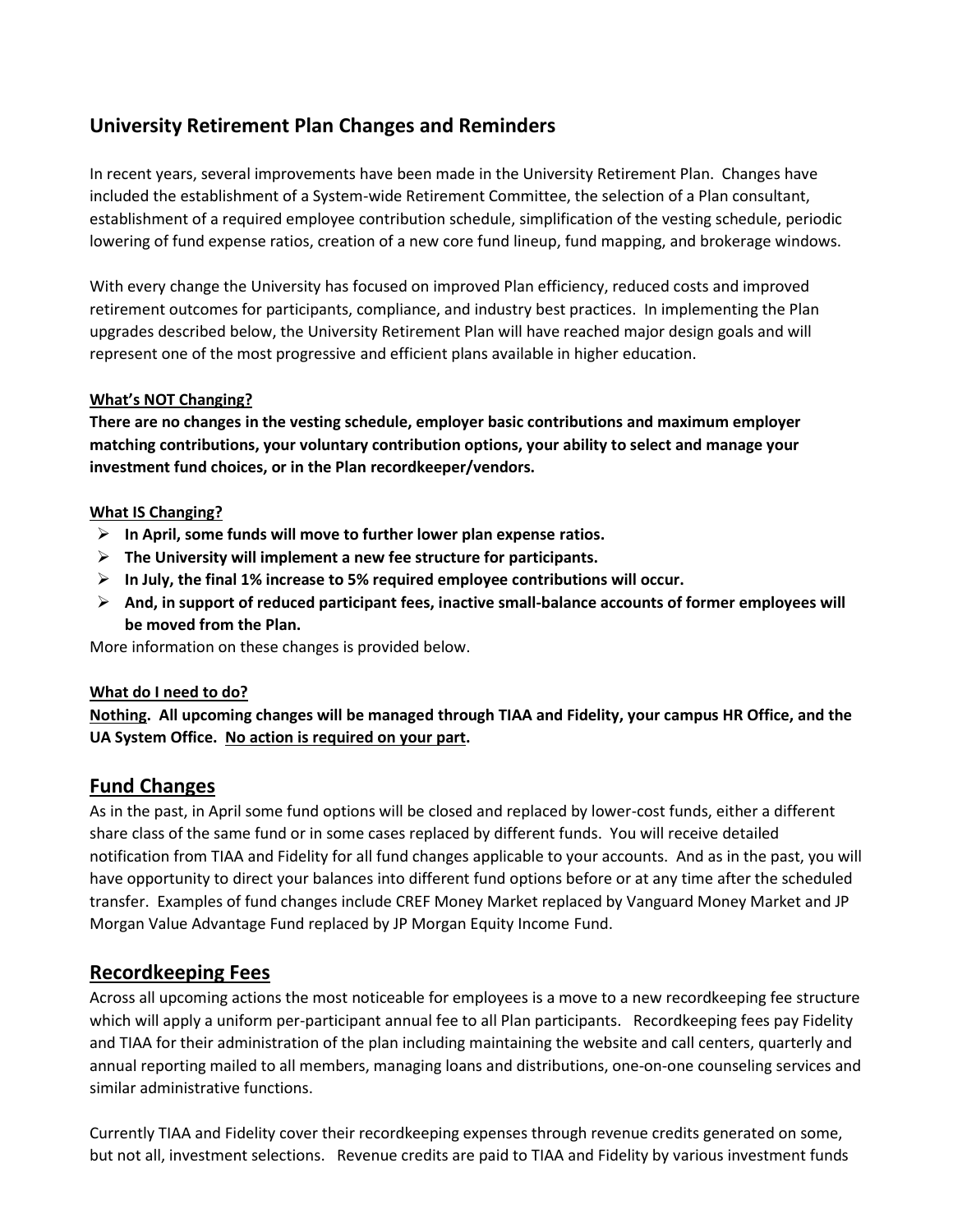## University Retirement Plan Changes and Reminders

In recent years, several improvements have been made in the University Retirement Plan. Changes have included the establishment of a System-wide Retirement Committee, the selection of a Plan consultant, establishment of a required employee contribution schedule, simplification of the vesting schedule, periodic lowering of fund expense ratios, creation of a new core fund lineup, fund mapping, and brokerage windows.

With every change the University has focused on improved Plan efficiency, reduced costs and improved retirement outcomes for participants, compliance, and industry best practices. In implementing the Plan upgrades described below, the University Retirement Plan will have reached major design goals and will represent one of the most progressive and efficient plans available in higher education.

**<u>What's NOT Changing?</u>**

**There are no changes in the vesting schedule, employer basic contributions and maximum employer matching contributions, your voluntary contribution options, your ability to select and manage your investment fund choices, or in the Plan recordkeeper/vendors.**

**<u>What IS Changing?</u>**

- **In April, some funds will move to further lower plan expense ratios.**
- **The University will implement a new fee structure for participants.**
- **In July, the final 1% increase to 5% required employee contributions will occur.**
- **And, in support of reduced participant fees, inactive small-balance accounts of former employees will be moved from the Plan.**

More information on these changes is provided below.

**<u>What do I need to do?</u>**

**<u>Nothing</u>. All upcoming changes will be managed through TIAA and Fidelity, your campus HR Office, and the UA System Office. <u>No action is required on your part</u>.**

## <u>Fund Changes</u>

As in the past, in April some fund options will be closed and replaced by lower-cost funds, either a different share class of the same fund or in some cases replaced by different funds. You will receive detailed notification from TIAA and Fidelity for all fund changes applicable to your accounts. And as in the past, you will have opportunity to direct your balances into different fund options before or at any time after the scheduled transfer. Examples of fund changes include CREF Money Market replaced by Vanguard Money Market and JP Morgan Value Advantage Fund replaced by JP Morgan Equity Income Fund.

## <u>Recordkeeping Fees</u>

Across all upcoming actions the most noticeable for employees is a move to a new recordkeeping fee structure which will apply a uniform per-participant annual fee to all Plan participants. Recordkeeping fees pay Fidelity and TIAA for their administration of the plan including maintaining the website and call centers, quarterly and annual reporting mailed to all members, managing loans and distributions, one-on-one counseling services and similar administrative functions.

Currently TIAA and Fidelity cover their recordkeeping expenses through revenue credits generated on some, but not all, investment selections. Revenue credits are paid to TIAA and Fidelity by various investment funds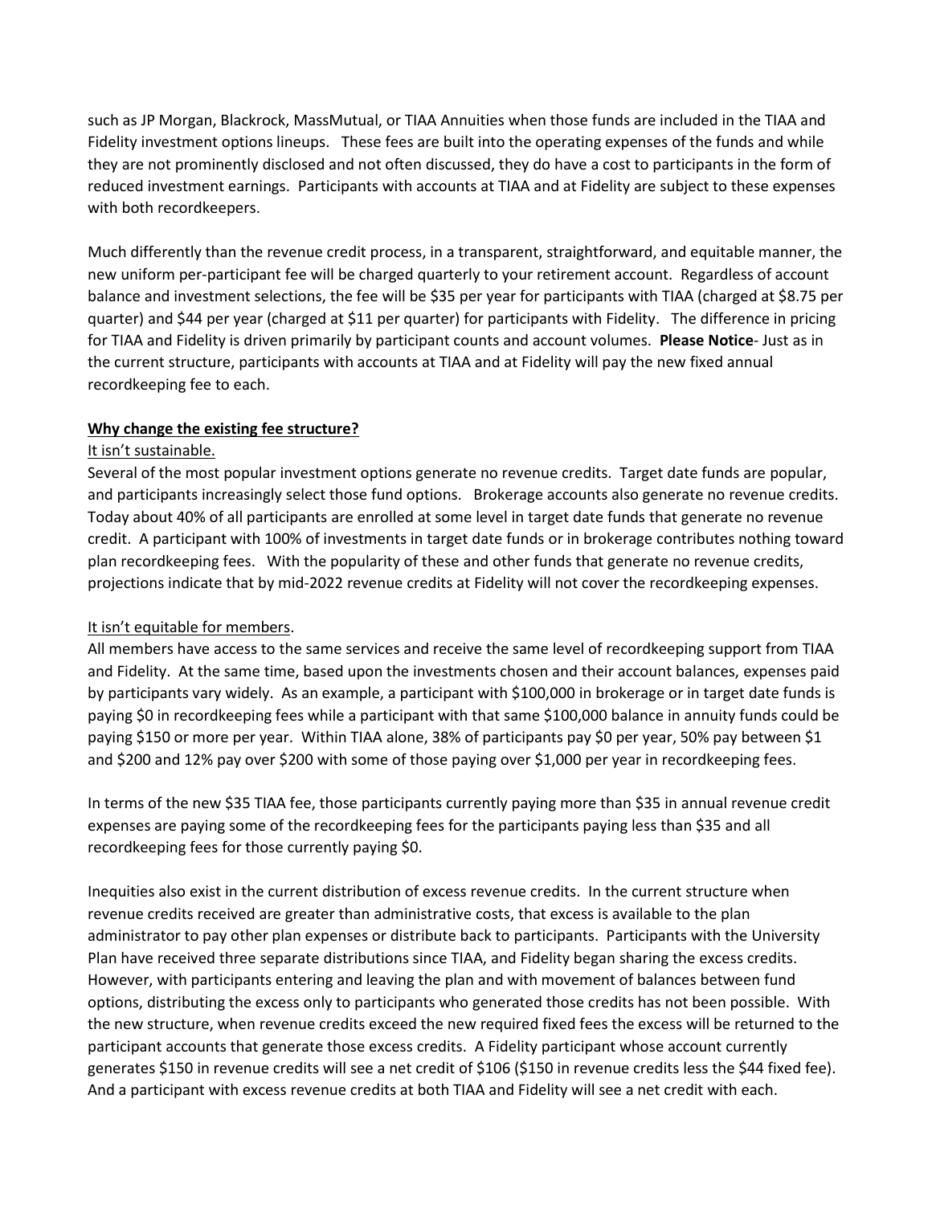such as JP Morgan, Blackrock, MassMutual, or TIAA Annuities when those funds are included in the TIAA and Fidelity investment options lineups. These fees are built into the operating expenses of the funds and while they are not prominently disclosed and not often discussed, they do have a cost to participants in the form of reduced investment earnings. Participants with accounts at TIAA and at Fidelity are subject to these expenses with both recordkeepers.

Much differently than the revenue credit process, in a transparent, straightforward, and equitable manner, the new uniform per-participant fee will be charged quarterly to your retirement account. Regardless of account balance and investment selections, the fee will be $35 per year for participants with TIAA (charged at $8.75 per quarter) and $44 per year (charged at $11 per quarter) for participants with Fidelity. The difference in pricing for TIAA and Fidelity is driven primarily by participant counts and account volumes. **Please Notice**- Just as in the current structure, participants with accounts at TIAA and at Fidelity will pay the new fixed annual recordkeeping fee to each.

**<u>Why change the existing fee structure?</u>**

<u>It isn't sustainable.</u>

Several of the most popular investment options generate no revenue credits. Target date funds are popular, and participants increasingly select those fund options. Brokerage accounts also generate no revenue credits. Today about 40% of all participants are enrolled at some level in target date funds that generate no revenue credit. A participant with 100% of investments in target date funds or in brokerage contributes nothing toward plan recordkeeping fees. With the popularity of these and other funds that generate no revenue credits, projections indicate that by mid-2022 revenue credits at Fidelity will not cover the recordkeeping expenses.

<u>It isn't equitable for members</u>.

All members have access to the same services and receive the same level of recordkeeping support from TIAA and Fidelity. At the same time, based upon the investments chosen and their account balances, expenses paid by participants vary widely. As an example, a participant with $100,000 in brokerage or in target date funds is paying $0 in recordkeeping fees while a participant with that same $100,000 balance in annuity funds could be paying $150 or more per year. Within TIAA alone, 38% of participants pay $0 per year, 50% pay between $1 and $200 and 12% pay over $200 with some of those paying over $1,000 per year in recordkeeping fees.

In terms of the new $35 TIAA fee, those participants currently paying more than $35 in annual revenue credit expenses are paying some of the recordkeeping fees for the participants paying less than $35 and all recordkeeping fees for those currently paying $0.

Inequities also exist in the current distribution of excess revenue credits. In the current structure when revenue credits received are greater than administrative costs, that excess is available to the plan administrator to pay other plan expenses or distribute back to participants. Participants with the University Plan have received three separate distributions since TIAA, and Fidelity began sharing the excess credits. However, with participants entering and leaving the plan and with movement of balances between fund options, distributing the excess only to participants who generated those credits has not been possible. With the new structure, when revenue credits exceed the new required fixed fees the excess will be returned to the participant accounts that generate those excess credits. A Fidelity participant whose account currently generates $150 in revenue credits will see a net credit of $106 ($150 in revenue credits less the $44 fixed fee). And a participant with excess revenue credits at both TIAA and Fidelity will see a net credit with each.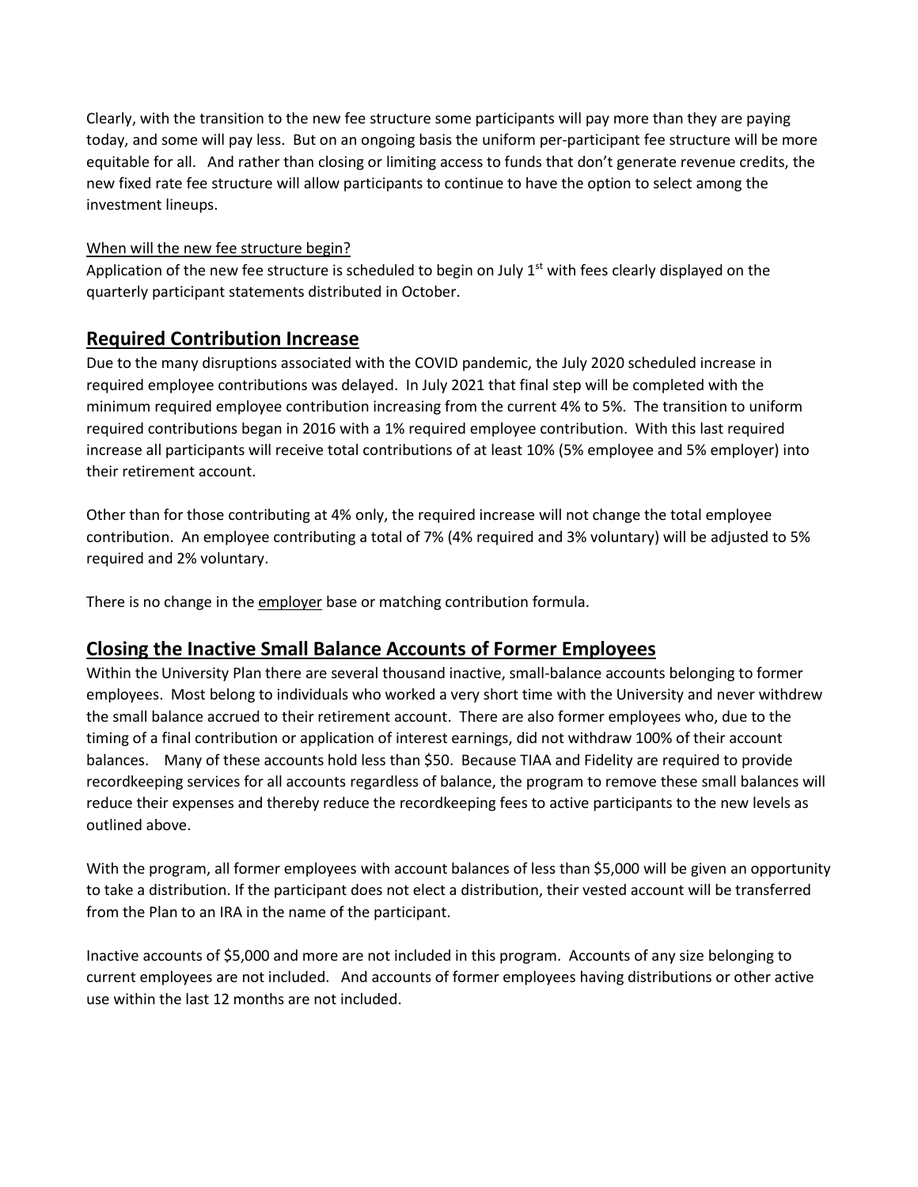Clearly, with the transition to the new fee structure some participants will pay more than they are paying today, and some will pay less. But on an ongoing basis the uniform per-participant fee structure will be more equitable for all. And rather than closing or limiting access to funds that don't generate revenue credits, the new fixed rate fee structure will allow participants to continue to have the option to select among the investment lineups.

<u>When will the new fee structure begin?</u>

Application of the new fee structure is scheduled to begin on July 1st with fees clearly displayed on the quarterly participant statements distributed in October.

## Required Contribution Increase

Due to the many disruptions associated with the COVID pandemic, the July 2020 scheduled increase in required employee contributions was delayed. In July 2021 that final step will be completed with the minimum required employee contribution increasing from the current 4% to 5%. The transition to uniform required contributions began in 2016 with a 1% required employee contribution. With this last required increase all participants will receive total contributions of at least 10% (5% employee and 5% employer) into their retirement account.

Other than for those contributing at 4% only, the required increase will not change the total employee contribution. An employee contributing a total of 7% (4% required and 3% voluntary) will be adjusted to 5% required and 2% voluntary.

There is no change in the <u>employer</u> base or matching contribution formula.

## Closing the Inactive Small Balance Accounts of Former Employees

Within the University Plan there are several thousand inactive, small-balance accounts belonging to former employees. Most belong to individuals who worked a very short time with the University and never withdrew the small balance accrued to their retirement account. There are also former employees who, due to the timing of a final contribution or application of interest earnings, did not withdraw 100% of their account balances. Many of these accounts hold less than $50. Because TIAA and Fidelity are required to provide recordkeeping services for all accounts regardless of balance, the program to remove these small balances will reduce their expenses and thereby reduce the recordkeeping fees to active participants to the new levels as outlined above.

With the program, all former employees with account balances of less than $5,000 will be given an opportunity to take a distribution. If the participant does not elect a distribution, their vested account will be transferred from the Plan to an IRA in the name of the participant.

Inactive accounts of $5,000 and more are not included in this program. Accounts of any size belonging to current employees are not included. And accounts of former employees having distributions or other active use within the last 12 months are not included.